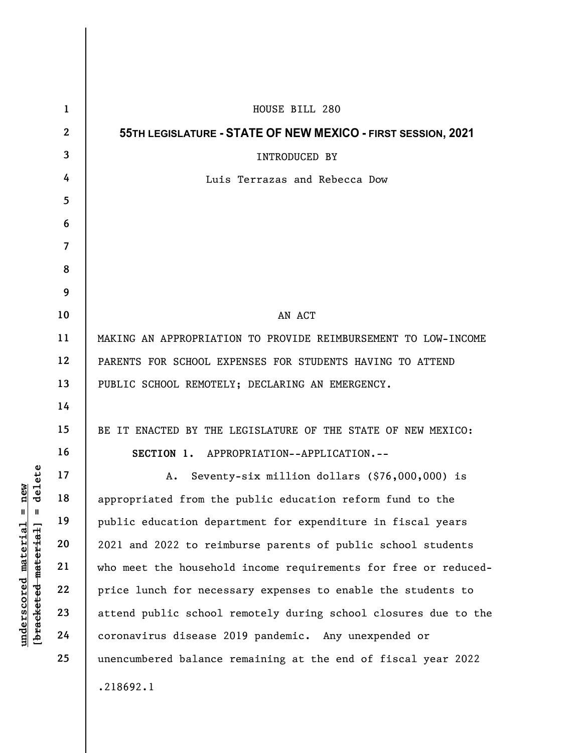HOUSE BILL 280

**55TH LEGISLATURE - STATE OF NEW MEXICO - FIRST SESSION, 2021**

INTRODUCED BY

Luis Terrazas and Rebecca Dow

AN ACT

MAKING AN APPROPRIATION TO PROVIDE REIMBURSEMENT TO LOW-INCOME PARENTS FOR SCHOOL EXPENSES FOR STUDENTS HAVING TO ATTEND PUBLIC SCHOOL REMOTELY; DECLARING AN EMERGENCY.

BE IT ENACTED BY THE LEGISLATURE OF THE STATE OF NEW MEXICO:

**SECTION 1.** APPROPRIATION--APPLICATION.--

A. Seventy-six million dollars ($76,000,000) is appropriated from the public education reform fund to the public education department for expenditure in fiscal years 2021 and 2022 to reimburse parents of public school students who meet the household income requirements for free or reduced-price lunch for necessary expenses to enable the students to attend public school remotely during school closures due to the coronavirus disease 2019 pandemic. Any unexpended or unencumbered balance remaining at the end of fiscal year 2022

.218692.1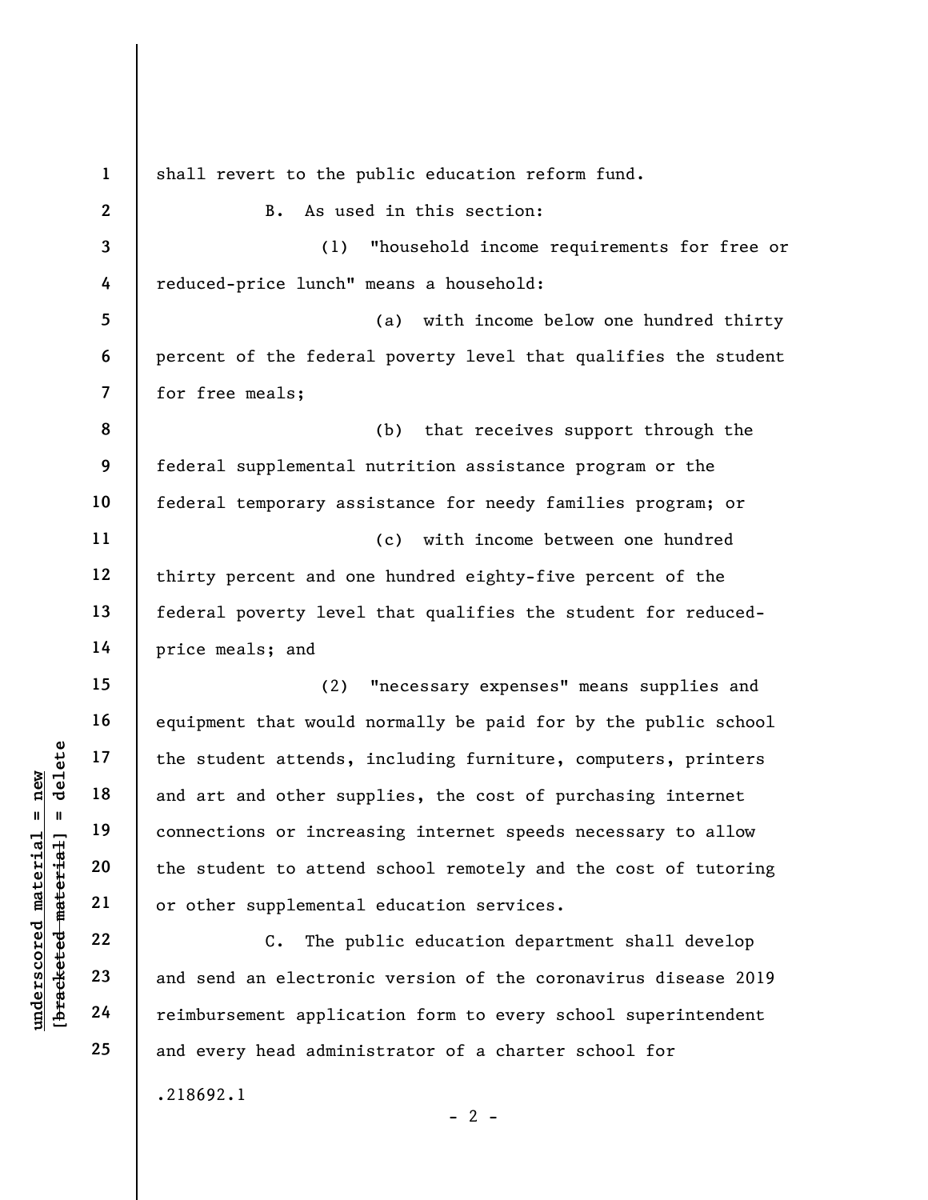shall revert to the public education reform fund.

B. As used in this section:

(1) "household income requirements for free or reduced-price lunch" means a household:

(a) with income below one hundred thirty percent of the federal poverty level that qualifies the student for free meals;

(b) that receives support through the federal supplemental nutrition assistance program or the federal temporary assistance for needy families program; or

(c) with income between one hundred thirty percent and one hundred eighty-five percent of the federal poverty level that qualifies the student for reduced-price meals; and

(2) "necessary expenses" means supplies and equipment that would normally be paid for by the public school the student attends, including furniture, computers, printers and art and other supplies, the cost of purchasing internet connections or increasing internet speeds necessary to allow the student to attend school remotely and the cost of tutoring or other supplemental education services.

C. The public education department shall develop and send an electronic version of the coronavirus disease 2019 reimbursement application form to every school superintendent and every head administrator of a charter school for

.218692.1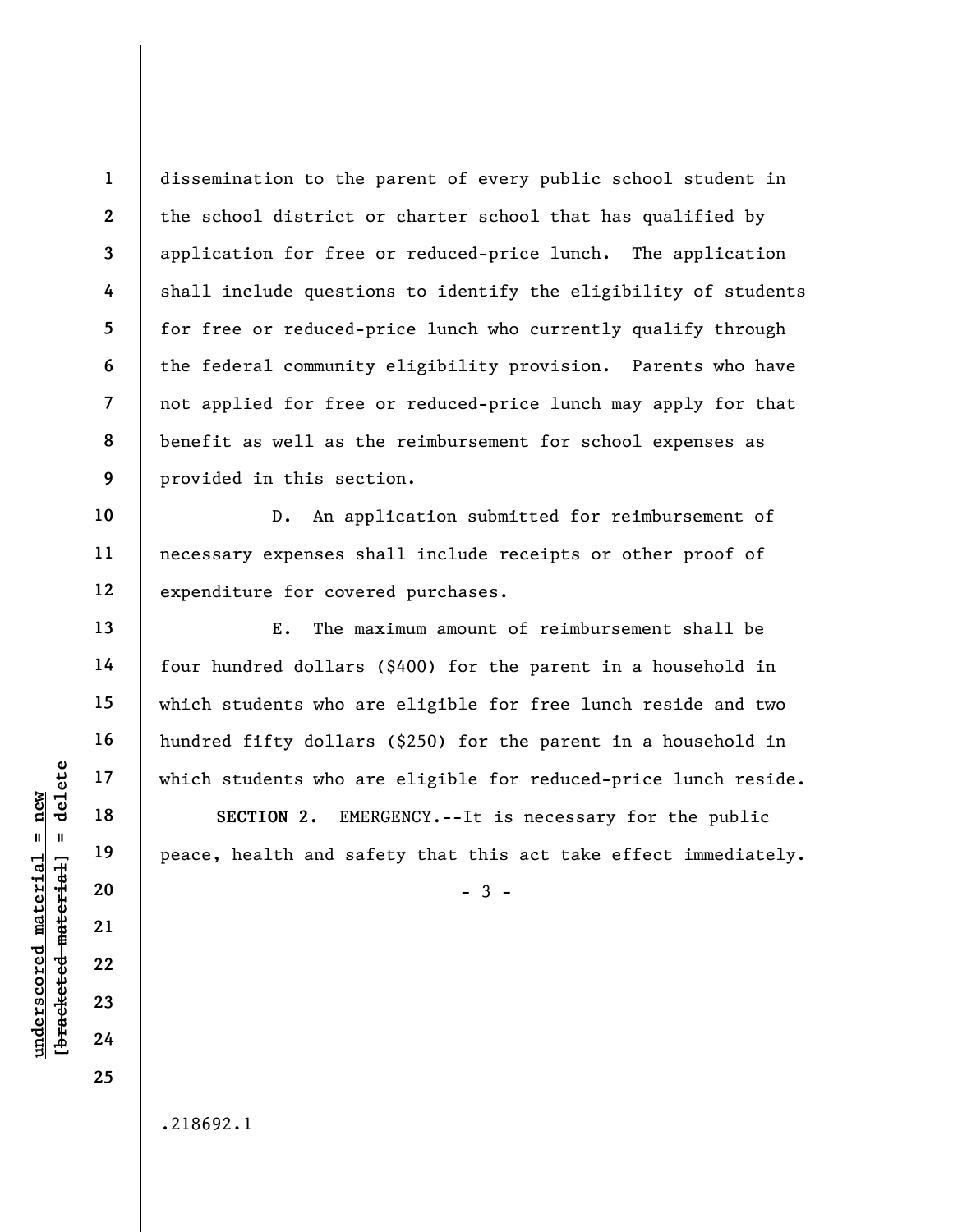dissemination to the parent of every public school student in the school district or charter school that has qualified by application for free or reduced-price lunch. The application shall include questions to identify the eligibility of students for free or reduced-price lunch who currently qualify through the federal community eligibility provision. Parents who have not applied for free or reduced-price lunch may apply for that benefit as well as the reimbursement for school expenses as provided in this section.

D. An application submitted for reimbursement of necessary expenses shall include receipts or other proof of expenditure for covered purchases.

E. The maximum amount of reimbursement shall be four hundred dollars ($400) for the parent in a household in which students who are eligible for free lunch reside and two hundred fifty dollars ($250) for the parent in a household in which students who are eligible for reduced-price lunch reside.

**SECTION 2.** EMERGENCY.--It is necessary for the public peace, health and safety that this act take effect immediately.

.218692.1